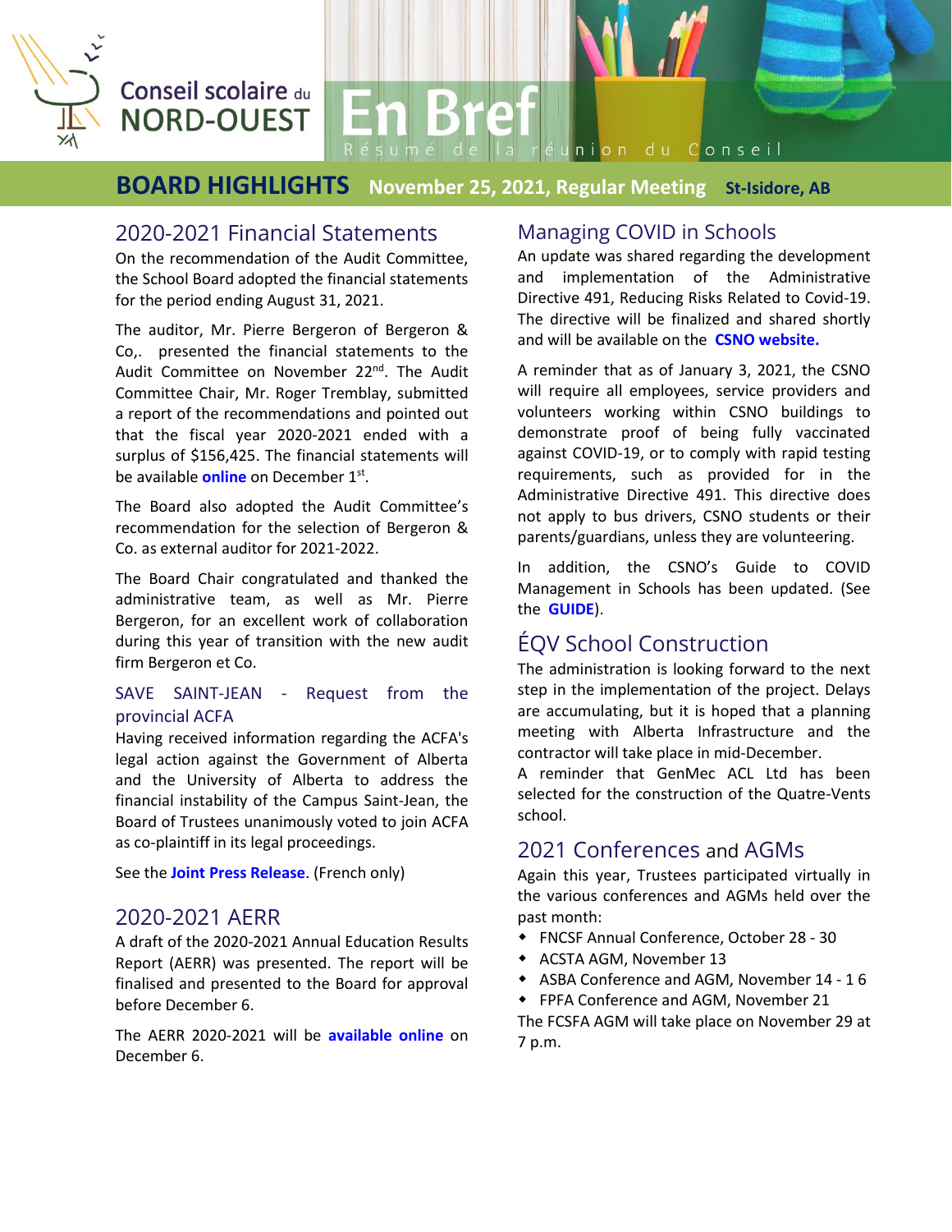Conseil scolaire du NORD-OUEST

# En Bref

Résumé de la réunion du Conseil

## BOARD HIGHLIGHTS November 25, 2021, Regular Meeting St-Isidore, AB

### 2020-2021 Financial Statements

On the recommendation of the Audit Committee, the School Board adopted the financial statements for the period ending August 31, 2021.

The auditor, Mr. Pierre Bergeron of Bergeron & Co,. presented the financial statements to the Audit Committee on November 22nd. The Audit Committee Chair, Mr. Roger Tremblay, submitted a report of the recommendations and pointed out that the fiscal year 2020-2021 ended with a surplus of $156,425. The financial statements will be available **online** on December 1st.

The Board also adopted the Audit Committee's recommendation for the selection of Bergeron & Co. as external auditor for 2021-2022.

The Board Chair congratulated and thanked the administrative team, as well as Mr. Pierre Bergeron, for an excellent work of collaboration during this year of transition with the new audit firm Bergeron et Co.

### SAVE SAINT-JEAN - Request from the provincial ACFA

Having received information regarding the ACFA's legal action against the Government of Alberta and the University of Alberta to address the financial instability of the Campus Saint-Jean, the Board of Trustees unanimously voted to join ACFA as co-plaintiff in its legal proceedings.

See the **Joint Press Release**. (French only)

### 2020-2021 AERR

A draft of the 2020-2021 Annual Education Results Report (AERR) was presented. The report will be finalised and presented to the Board for approval before December 6.

The AERR 2020-2021 will be **available online** on December 6.

### Managing COVID in Schools

An update was shared regarding the development and implementation of the Administrative Directive 491, Reducing Risks Related to Covid-19. The directive will be finalized and shared shortly and will be available on the **CSNO website.**

A reminder that as of January 3, 2021, the CSNO will require all employees, service providers and volunteers working within CSNO buildings to demonstrate proof of being fully vaccinated against COVID-19, or to comply with rapid testing requirements, such as provided for in the Administrative Directive 491. This directive does not apply to bus drivers, CSNO students or their parents/guardians, unless they are volunteering.

In addition, the CSNO's Guide to COVID Management in Schools has been updated. (See the **GUIDE**).

### ÉQV School Construction

The administration is looking forward to the next step in the implementation of the project. Delays are accumulating, but it is hoped that a planning meeting with Alberta Infrastructure and the contractor will take place in mid-December.
A reminder that GenMec ACL Ltd has been selected for the construction of the Quatre-Vents school.

### 2021 Conferences and AGMs

Again this year, Trustees participated virtually in the various conferences and AGMs held over the past month:

- FNCSF Annual Conference, October 28 - 30
- ACSTA AGM, November 13
- ASBA Conference and AGM, November 14 - 1 6
- FPFA Conference and AGM, November 21

The FCSFA AGM will take place on November 29 at 7 p.m.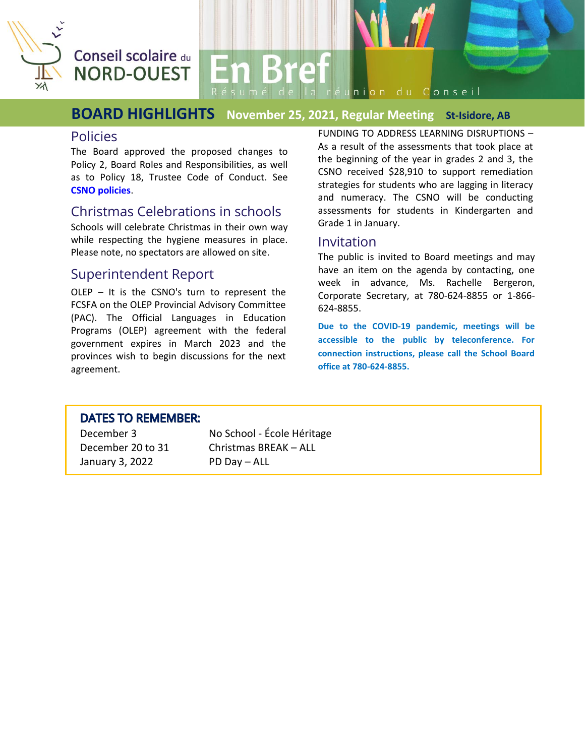Conseil scolaire du NORD-OUEST

# En Bref

Résumé de la réunion du Conseil

## BOARD HIGHLIGHTS November 25, 2021, Regular Meeting St-Isidore, AB

### Policies

The Board approved the proposed changes to Policy 2, Board Roles and Responsibilities, as well as to Policy 18, Trustee Code of Conduct. See **CSNO policies**.

### Christmas Celebrations in schools

Schools will celebrate Christmas in their own way while respecting the hygiene measures in place. Please note, no spectators are allowed on site.

### Superintendent Report

OLEP – It is the CSNO's turn to represent the FCSFA on the OLEP Provincial Advisory Committee (PAC). The Official Languages in Education Programs (OLEP) agreement with the federal government expires in March 2023 and the provinces wish to begin discussions for the next agreement.

FUNDING TO ADDRESS LEARNING DISRUPTIONS – As a result of the assessments that took place at the beginning of the year in grades 2 and 3, the CSNO received $28,910 to support remediation strategies for students who are lagging in literacy and numeracy. The CSNO will be conducting assessments for students in Kindergarten and Grade 1 in January.

### Invitation

The public is invited to Board meetings and may have an item on the agenda by contacting, one week in advance, Ms. Rachelle Bergeron, Corporate Secretary, at 780-624-8855 or 1-866-624-8855.

**Due to the COVID-19 pandemic, meetings will be accessible to the public by teleconference. For connection instructions, please call the School Board office at 780-624-8855.**

**DATES TO REMEMBER:**

| | |
|---|---|
| December 3 | No School - École Héritage |
| December 20 to 31 | Christmas BREAK – ALL |
| January 3, 2022 | PD Day – ALL |